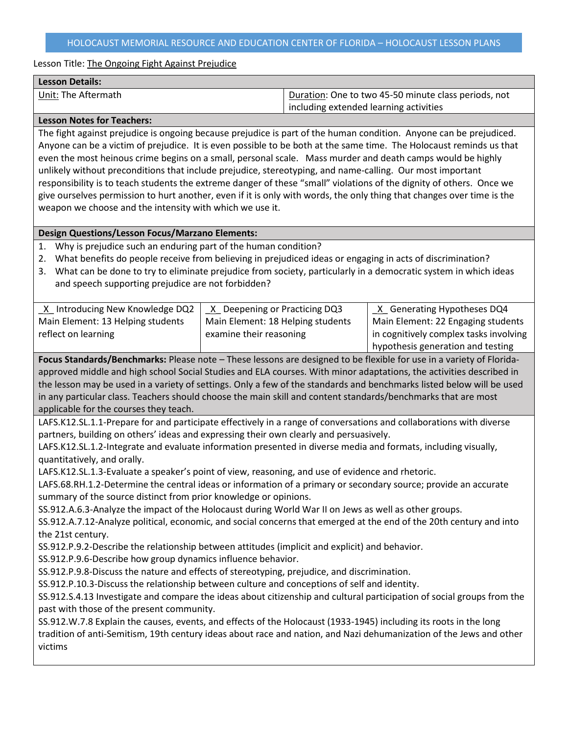HOLOCAUST MEMORIAL RESOURCE AND EDUCATION CENTER OF FLORIDA – HOLOCAUST LESSON PLANS

Lesson Title: The Ongoing Fight Against Prejudice

**Lesson Details:**

| Unit: The Aftermath | Duration: One to two 45-50 minute class periods, not including extended learning activities |
|---|---|

**Lesson Notes for Teachers:**

The fight against prejudice is ongoing because prejudice is part of the human condition. Anyone can be prejudiced. Anyone can be a victim of prejudice. It is even possible to be both at the same time. The Holocaust reminds us that even the most heinous crime begins on a small, personal scale. Mass murder and death camps would be highly unlikely without preconditions that include prejudice, stereotyping, and name-calling. Our most important responsibility is to teach students the extreme danger of these "small" violations of the dignity of others. Once we give ourselves permission to hurt another, even if it is only with words, the only thing that changes over time is the weapon we choose and the intensity with which we use it.

**Design Questions/Lesson Focus/Marzano Elements:**

1. Why is prejudice such an enduring part of the human condition?
2. What benefits do people receive from believing in prejudiced ideas or engaging in acts of discrimination?
3. What can be done to try to eliminate prejudice from society, particularly in a democratic system in which ideas and speech supporting prejudice are not forbidden?

| _X_ Introducing New Knowledge DQ2 | _X_ Deepening or Practicing DQ3 | _X_ Generating Hypotheses DQ4 |
|---|---|---|
| Main Element: 13 Helping students reflect on learning | Main Element: 18 Helping students examine their reasoning | Main Element: 22 Engaging students in cognitively complex tasks involving hypothesis generation and testing |

**Focus Standards/Benchmarks:** Please note – These lessons are designed to be flexible for use in a variety of Florida-approved middle and high school Social Studies and ELA courses. With minor adaptations, the activities described in the lesson may be used in a variety of settings. Only a few of the standards and benchmarks listed below will be used in any particular class. Teachers should choose the main skill and content standards/benchmarks that are most applicable for the courses they teach.

LAFS.K12.SL.1.1-Prepare for and participate effectively in a range of conversations and collaborations with diverse partners, building on others' ideas and expressing their own clearly and persuasively.
LAFS.K12.SL.1.2-Integrate and evaluate information presented in diverse media and formats, including visually, quantitatively, and orally.
LAFS.K12.SL.1.3-Evaluate a speaker's point of view, reasoning, and use of evidence and rhetoric.
LAFS.68.RH.1.2-Determine the central ideas or information of a primary or secondary source; provide an accurate summary of the source distinct from prior knowledge or opinions.
SS.912.A.6.3-Analyze the impact of the Holocaust during World War II on Jews as well as other groups.
SS.912.A.7.12-Analyze political, economic, and social concerns that emerged at the end of the 20th century and into the 21st century.
SS.912.P.9.2-Describe the relationship between attitudes (implicit and explicit) and behavior.
SS.912.P.9.6-Describe how group dynamics influence behavior.
SS.912.P.9.8-Discuss the nature and effects of stereotyping, prejudice, and discrimination.
SS.912.P.10.3-Discuss the relationship between culture and conceptions of self and identity.
SS.912.S.4.13 Investigate and compare the ideas about citizenship and cultural participation of social groups from the past with those of the present community.
SS.912.W.7.8 Explain the causes, events, and effects of the Holocaust (1933-1945) including its roots in the long tradition of anti-Semitism, 19th century ideas about race and nation, and Nazi dehumanization of the Jews and other victims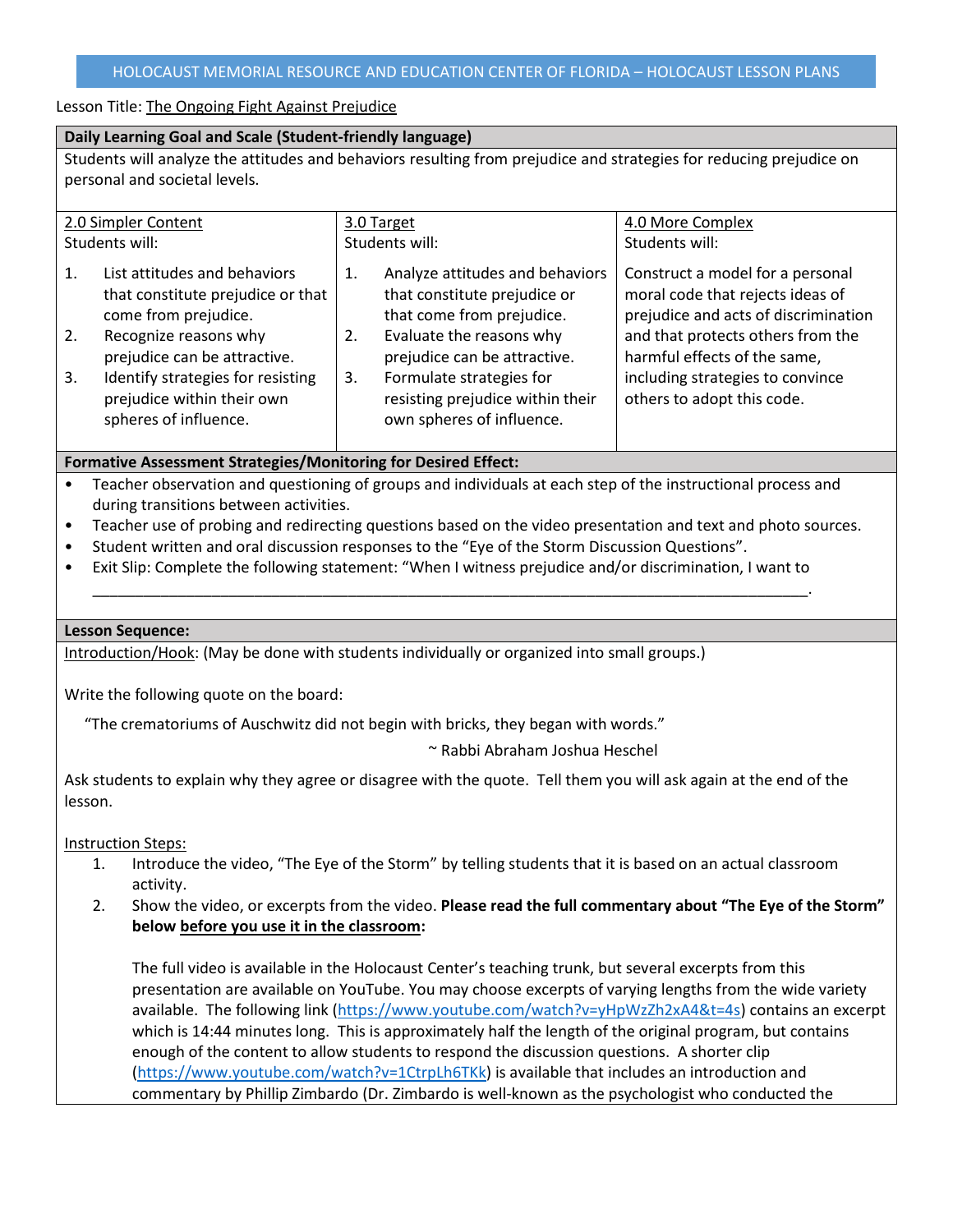HOLOCAUST MEMORIAL RESOURCE AND EDUCATION CENTER OF FLORIDA – HOLOCAUST LESSON PLANS

Lesson Title: The Ongoing Fight Against Prejudice

**Daily Learning Goal and Scale (Student-friendly language)**

Students will analyze the attitudes and behaviors resulting from prejudice and strategies for reducing prejudice on personal and societal levels.

| 2.0 Simpler Content<br>Students will: | 3.0 Target<br>Students will: | 4.0 More Complex<br>Students will: |
|---|---|---|
| 1. List attitudes and behaviors that constitute prejudice or that come from prejudice.<br>2. Recognize reasons why prejudice can be attractive.<br>3. Identify strategies for resisting prejudice within their own spheres of influence. | 1. Analyze attitudes and behaviors that constitute prejudice or that come from prejudice.<br>2. Evaluate the reasons why prejudice can be attractive.<br>3. Formulate strategies for resisting prejudice within their own spheres of influence. | Construct a model for a personal moral code that rejects ideas of prejudice and acts of discrimination and that protects others from the harmful effects of the same, including strategies to convince others to adopt this code. |

**Formative Assessment Strategies/Monitoring for Desired Effect:**

- Teacher observation and questioning of groups and individuals at each step of the instructional process and during transitions between activities.
- Teacher use of probing and redirecting questions based on the video presentation and text and photo sources.
- Student written and oral discussion responses to the "Eye of the Storm Discussion Questions".
- Exit Slip: Complete the following statement: "When I witness prejudice and/or discrimination, I want to \_\_\_\_\_\_\_\_\_\_\_\_\_\_\_\_\_\_\_\_\_\_\_\_\_\_\_\_\_\_\_\_\_\_\_\_\_\_\_\_\_\_\_\_\_\_\_\_\_\_\_\_\_\_\_\_\_\_\_\_\_\_\_\_\_\_\_\_\_\_\_\_\_\_\_\_\_\_\_\_\_\_.

**Lesson Sequence:**

Introduction/Hook: (May be done with students individually or organized into small groups.)

Write the following quote on the board:

"The crematoriums of Auschwitz did not begin with bricks, they began with words."

~ Rabbi Abraham Joshua Heschel

Ask students to explain why they agree or disagree with the quote. Tell them you will ask again at the end of the lesson.

Instruction Steps:

1. Introduce the video, "The Eye of the Storm" by telling students that it is based on an actual classroom activity.
2. Show the video, or excerpts from the video. **Please read the full commentary about "The Eye of the Storm" below before you use it in the classroom:**

   The full video is available in the Holocaust Center's teaching trunk, but several excerpts from this presentation are available on YouTube. You may choose excerpts of varying lengths from the wide variety available. The following link (https://www.youtube.com/watch?v=yHpWzZh2xA4&t=4s) contains an excerpt which is 14:44 minutes long. This is approximately half the length of the original program, but contains enough of the content to allow students to respond the discussion questions. A shorter clip (https://www.youtube.com/watch?v=1CtrpLh6TKk) is available that includes an introduction and commentary by Phillip Zimbardo (Dr. Zimbardo is well-known as the psychologist who conducted the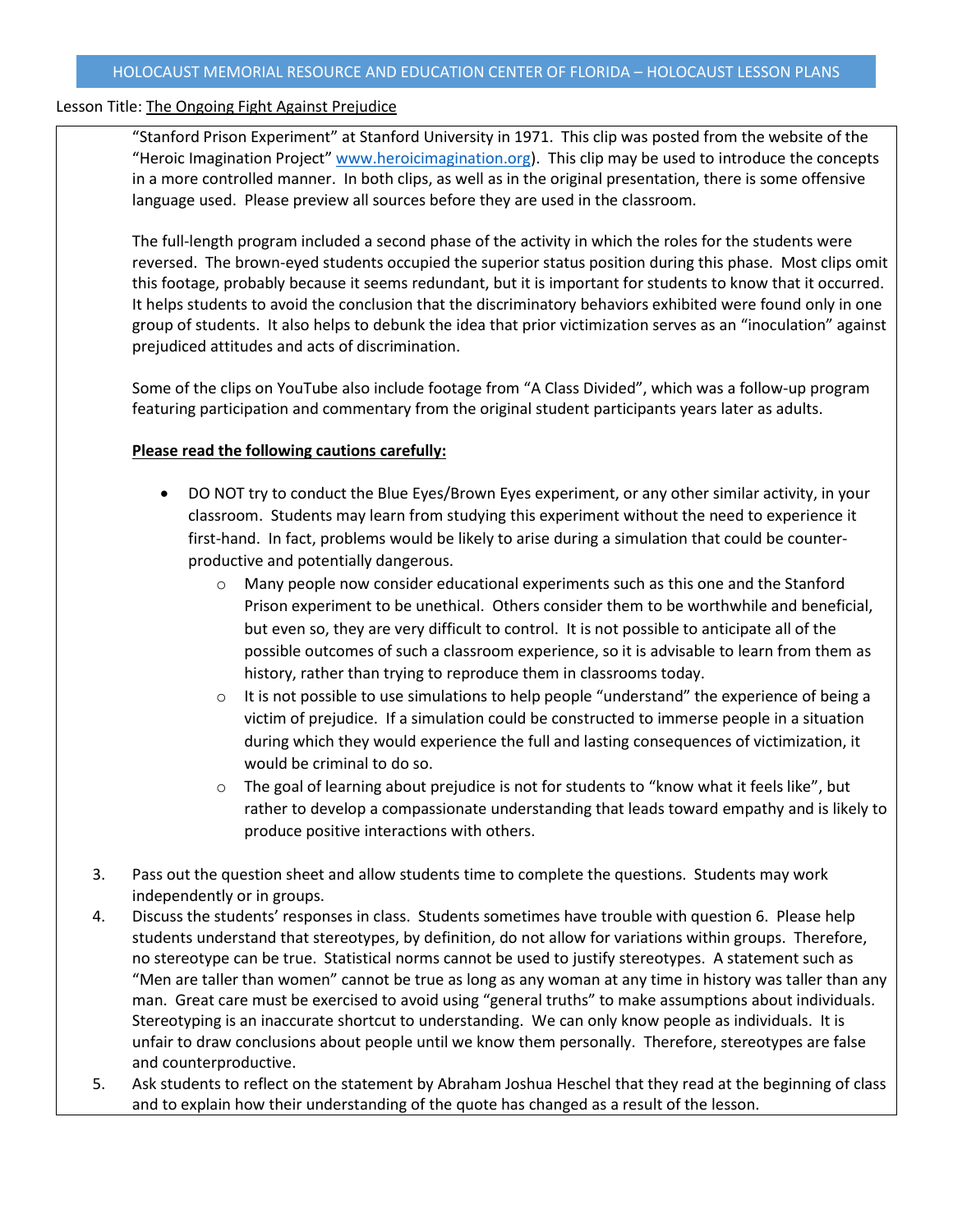Lesson Title: The Ongoing Fight Against Prejudice

"Stanford Prison Experiment" at Stanford University in 1971. This clip was posted from the website of the "Heroic Imagination Project" www.heroicimagination.org). This clip may be used to introduce the concepts in a more controlled manner. In both clips, as well as in the original presentation, there is some offensive language used. Please preview all sources before they are used in the classroom.

The full-length program included a second phase of the activity in which the roles for the students were reversed. The brown-eyed students occupied the superior status position during this phase. Most clips omit this footage, probably because it seems redundant, but it is important for students to know that it occurred. It helps students to avoid the conclusion that the discriminatory behaviors exhibited were found only in one group of students. It also helps to debunk the idea that prior victimization serves as an "inoculation" against prejudiced attitudes and acts of discrimination.

Some of the clips on YouTube also include footage from "A Class Divided", which was a follow-up program featuring participation and commentary from the original student participants years later as adults.

**Please read the following cautions carefully:**

- DO NOT try to conduct the Blue Eyes/Brown Eyes experiment, or any other similar activity, in your classroom. Students may learn from studying this experiment without the need to experience it first-hand. In fact, problems would be likely to arise during a simulation that could be counter-productive and potentially dangerous.
    - Many people now consider educational experiments such as this one and the Stanford Prison experiment to be unethical. Others consider them to be worthwhile and beneficial, but even so, they are very difficult to control. It is not possible to anticipate all of the possible outcomes of such a classroom experience, so it is advisable to learn from them as history, rather than trying to reproduce them in classrooms today.
    - It is not possible to use simulations to help people "understand" the experience of being a victim of prejudice. If a simulation could be constructed to immerse people in a situation during which they would experience the full and lasting consequences of victimization, it would be criminal to do so.
    - The goal of learning about prejudice is not for students to "know what it feels like", but rather to develop a compassionate understanding that leads toward empathy and is likely to produce positive interactions with others.

3. Pass out the question sheet and allow students time to complete the questions. Students may work independently or in groups.
4. Discuss the students' responses in class. Students sometimes have trouble with question 6. Please help students understand that stereotypes, by definition, do not allow for variations within groups. Therefore, no stereotype can be true. Statistical norms cannot be used to justify stereotypes. A statement such as "Men are taller than women" cannot be true as long as any woman at any time in history was taller than any man. Great care must be exercised to avoid using "general truths" to make assumptions about individuals. Stereotyping is an inaccurate shortcut to understanding. We can only know people as individuals. It is unfair to draw conclusions about people until we know them personally. Therefore, stereotypes are false and counterproductive.
5. Ask students to reflect on the statement by Abraham Joshua Heschel that they read at the beginning of class and to explain how their understanding of the quote has changed as a result of the lesson.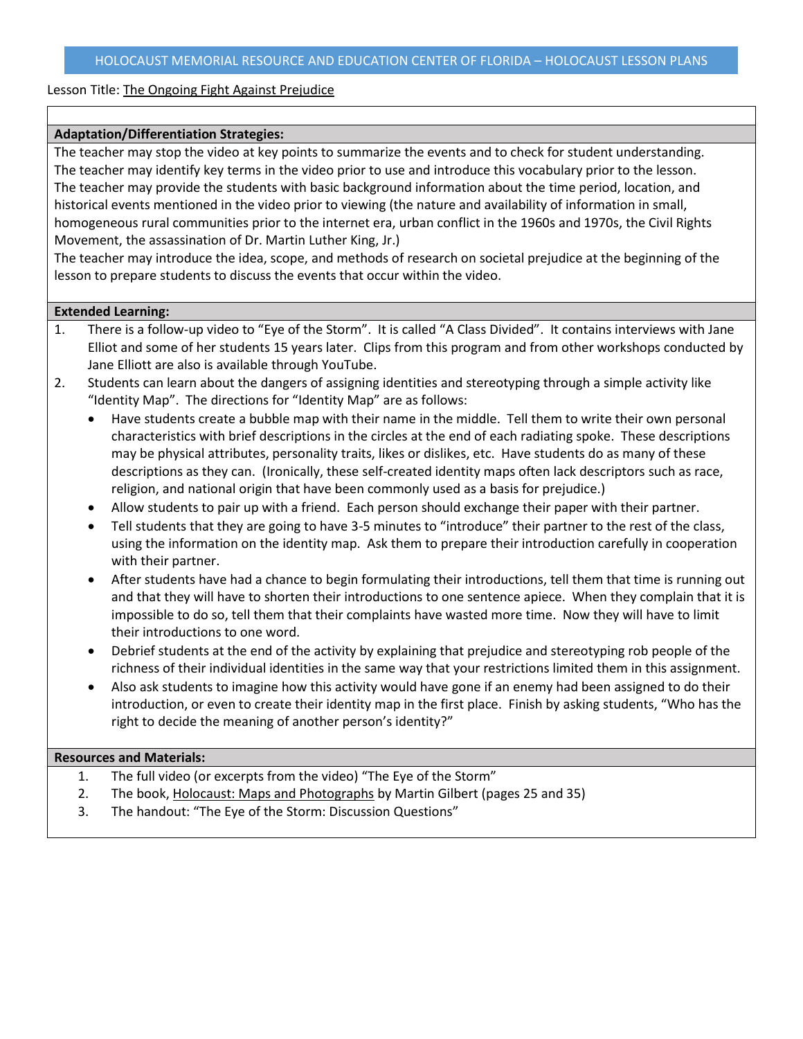Lesson Title: The Ongoing Fight Against Prejudice

**Adaptation/Differentiation Strategies:**

The teacher may stop the video at key points to summarize the events and to check for student understanding.
The teacher may identify key terms in the video prior to use and introduce this vocabulary prior to the lesson.
The teacher may provide the students with basic background information about the time period, location, and historical events mentioned in the video prior to viewing (the nature and availability of information in small, homogeneous rural communities prior to the internet era, urban conflict in the 1960s and 1970s, the Civil Rights Movement, the assassination of Dr. Martin Luther King, Jr.)
The teacher may introduce the idea, scope, and methods of research on societal prejudice at the beginning of the lesson to prepare students to discuss the events that occur within the video.

**Extended Learning:**

1. There is a follow-up video to "Eye of the Storm". It is called "A Class Divided". It contains interviews with Jane Elliot and some of her students 15 years later. Clips from this program and from other workshops conducted by Jane Elliott are also is available through YouTube.
2. Students can learn about the dangers of assigning identities and stereotyping through a simple activity like "Identity Map". The directions for "Identity Map" are as follows:
   - Have students create a bubble map with their name in the middle. Tell them to write their own personal characteristics with brief descriptions in the circles at the end of each radiating spoke. These descriptions may be physical attributes, personality traits, likes or dislikes, etc. Have students do as many of these descriptions as they can. (Ironically, these self-created identity maps often lack descriptors such as race, religion, and national origin that have been commonly used as a basis for prejudice.)
   - Allow students to pair up with a friend. Each person should exchange their paper with their partner.
   - Tell students that they are going to have 3-5 minutes to "introduce" their partner to the rest of the class, using the information on the identity map. Ask them to prepare their introduction carefully in cooperation with their partner.
   - After students have had a chance to begin formulating their introductions, tell them that time is running out and that they will have to shorten their introductions to one sentence apiece. When they complain that it is impossible to do so, tell them that their complaints have wasted more time. Now they will have to limit their introductions to one word.
   - Debrief students at the end of the activity by explaining that prejudice and stereotyping rob people of the richness of their individual identities in the same way that your restrictions limited them in this assignment.
   - Also ask students to imagine how this activity would have gone if an enemy had been assigned to do their introduction, or even to create their identity map in the first place. Finish by asking students, "Who has the right to decide the meaning of another person's identity?"

**Resources and Materials:**

1. The full video (or excerpts from the video) "The Eye of the Storm"
2. The book, Holocaust: Maps and Photographs by Martin Gilbert (pages 25 and 35)
3. The handout: "The Eye of the Storm: Discussion Questions"